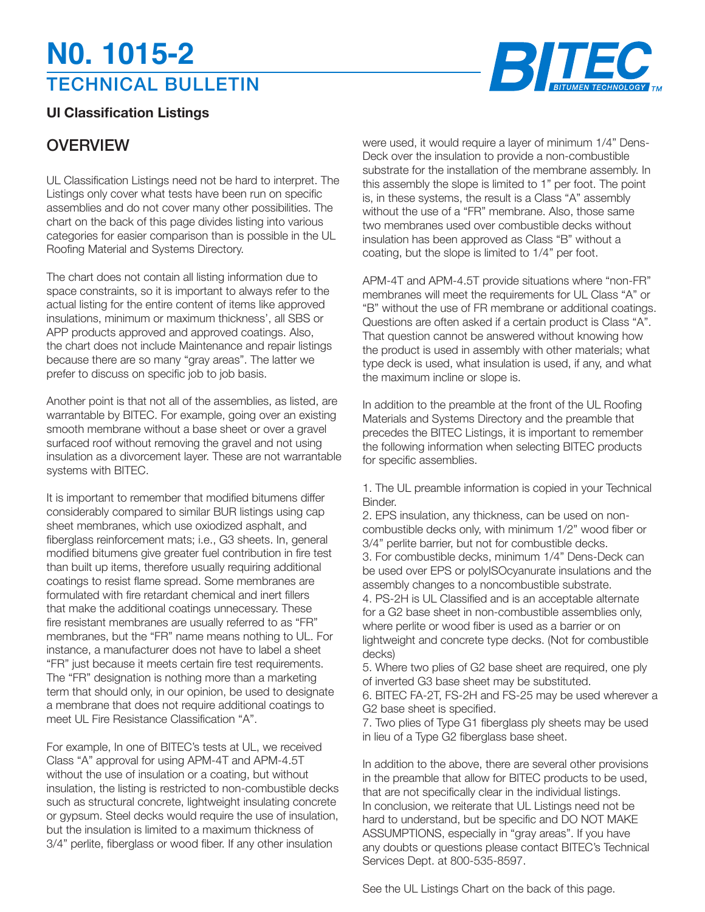# N0. 1015-2

## TECHNICAL BULLETIN

**Ul Classification Listings**

## OVERVIEW

UL Classification Listings need not be hard to interpret. The Listings only cover what tests have been run on specific assemblies and do not cover many other possibilities. The chart on the back of this page divides listing into various categories for easier comparison than is possible in the UL Roofing Material and Systems Directory.

The chart does not contain all listing information due to space constraints, so it is important to always refer to the actual listing for the entire content of items like approved insulations, minimum or maximum thickness', all SBS or APP products approved and approved coatings. Also, the chart does not include Maintenance and repair listings because there are so many "gray areas". The latter we prefer to discuss on specific job to job basis.

Another point is that not all of the assemblies, as listed, are warrantable by BITEC. For example, going over an existing smooth membrane without a base sheet or over a gravel surfaced roof without removing the gravel and not using insulation as a divorcement layer. These are not warrantable systems with BITEC.

It is important to remember that modified bitumens differ considerably compared to similar BUR listings using cap sheet membranes, which use oxiodized asphalt, and fiberglass reinforcement mats; i.e., G3 sheets. In, general modified bitumens give greater fuel contribution in fire test than built up items, therefore usually requiring additional coatings to resist flame spread. Some membranes are formulated with fire retardant chemical and inert fillers that make the additional coatings unnecessary. These fire resistant membranes are usually referred to as "FR" membranes, but the "FR" name means nothing to UL. For instance, a manufacturer does not have to label a sheet "FR" just because it meets certain fire test requirements. The "FR" designation is nothing more than a marketing term that should only, in our opinion, be used to designate a membrane that does not require additional coatings to meet UL Fire Resistance Classification "A".

For example, In one of BITEC's tests at UL, we received Class "A" approval for using APM-4T and APM-4.5T without the use of insulation or a coating, but without insulation, the listing is restricted to non-combustible decks such as structural concrete, lightweight insulating concrete or gypsum. Steel decks would require the use of insulation, but the insulation is limited to a maximum thickness of 3/4" perlite, fiberglass or wood fiber. If any other insulation were used, it would require a layer of minimum 1/4" Dens-Deck over the insulation to provide a non-combustible substrate for the installation of the membrane assembly. In this assembly the slope is limited to 1" per foot. The point is, in these systems, the result is a Class "A" assembly without the use of a "FR" membrane. Also, those same two membranes used over combustible decks without insulation has been approved as Class "B" without a coating, but the slope is limited to 1/4" per foot.

APM-4T and APM-4.5T provide situations where "non-FR" membranes will meet the requirements for UL Class "A" or "B" without the use of FR membrane or additional coatings. Questions are often asked if a certain product is Class "A". That question cannot be answered without knowing how the product is used in assembly with other materials; what type deck is used, what insulation is used, if any, and what the maximum incline or slope is.

In addition to the preamble at the front of the UL Roofing Materials and Systems Directory and the preamble that precedes the BITEC Listings, it is important to remember the following information when selecting BITEC products for specific assemblies.

1. The UL preamble information is copied in your Technical Binder.
2. EPS insulation, any thickness, can be used on non-combustible decks only, with minimum 1/2" wood fiber or 3/4" perlite barrier, but not for combustible decks.
3. For combustible decks, minimum 1/4" Dens-Deck can be used over EPS or polyISOcyanurate insulations and the assembly changes to a noncombustible substrate.
4. PS-2H is UL Classified and is an acceptable alternate for a G2 base sheet in non-combustible assemblies only, where perlite or wood fiber is used as a barrier or on lightweight and concrete type decks. (Not for combustible decks)
5. Where two plies of G2 base sheet are required, one ply of inverted G3 base sheet may be substituted.
6. BITEC FA-2T, FS-2H and FS-25 may be used wherever a G2 base sheet is specified.
7. Two plies of Type G1 fiberglass ply sheets may be used in lieu of a Type G2 fiberglass base sheet.

In addition to the above, there are several other provisions in the preamble that allow for BITEC products to be used, that are not specifically clear in the individual listings. In conclusion, we reiterate that UL Listings need not be hard to understand, but be specific and DO NOT MAKE ASSUMPTIONS, especially in "gray areas". If you have any doubts or questions please contact BITEC's Technical Services Dept. at 800-535-8597.

See the UL Listings Chart on the back of this page.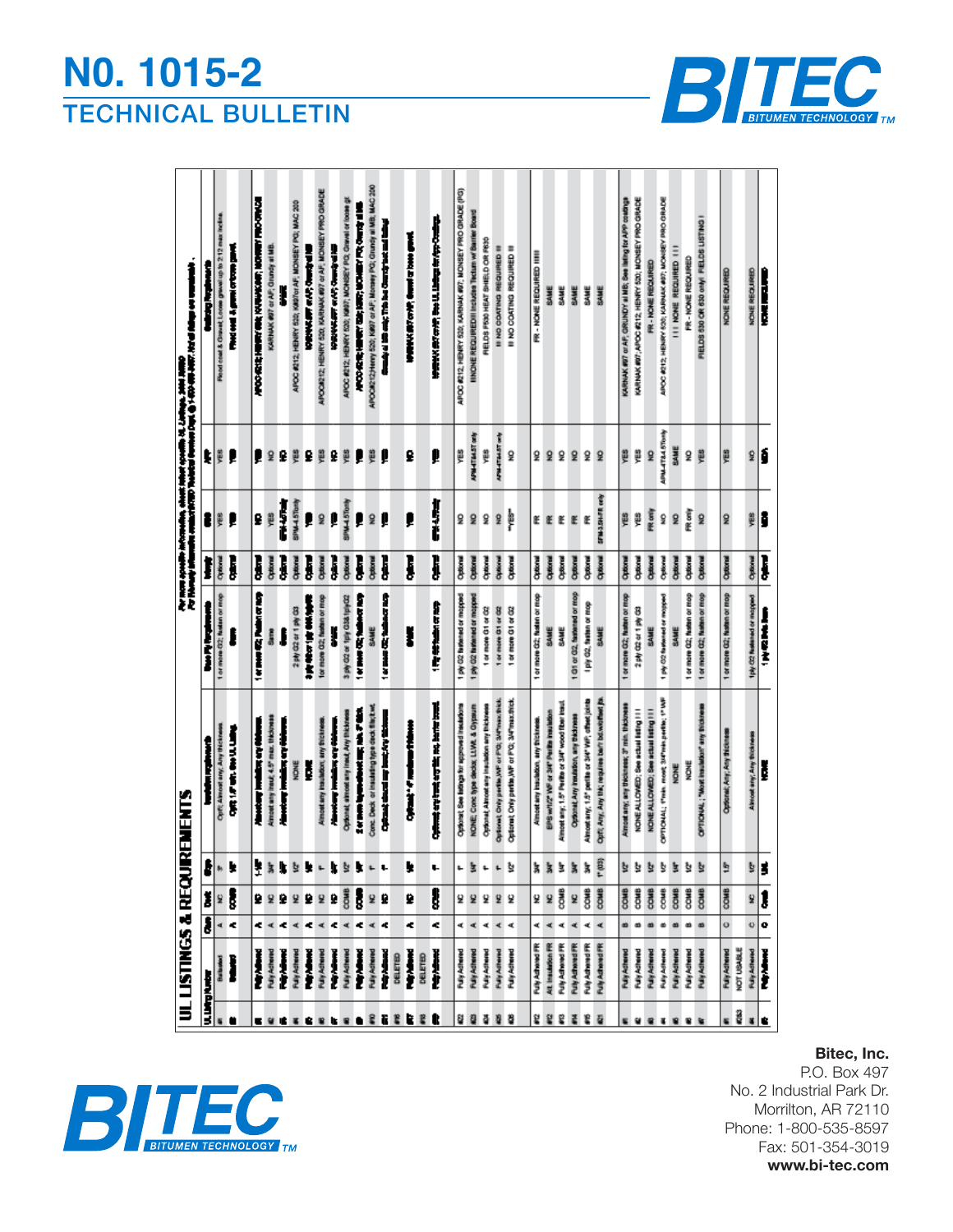# N0. 1015-2

## TECHNICAL BULLETIN

## UL LISTINGS & REQUIREMENTS

*For more specific information, check latest specific UL Listings, 2004 RRD. For Warranty information contact BITEC Technical Services Dept. @ 1-800-535-8597. Not all listings are warrantable.*

| UL Listing Number | | Class | Deck | Slope | Insulation requirements | Base Ply Requirements | Weight | SBS | APP | Surfacing Requirements |
|---|---|---|---|---|---|---|---|---|---|---|
| #1 | Ballasted | A | NC | 3" | Opt; Almost any; Any thickness | 1 or more G2, fasten or mop | Optional | YES | YES | Flood coat & Gravel, Loose gravel up to 2 1/2 max incline. |
| #2 | Ballasted | A | COMB | 1/4" | Opt; 1.5" min. See UL Listing. | SAME | Optional | YES | YES | Flood coat & gravel or loose gravel. |
| #1 | Fully Adhered | A | NC | 1-1/2" | Absorbing insulation; any thickness | 1 or more G2, Fasten or mop | Optional | NO | YES | APOC #212; HENRY 530; KARNAK 97; MONSEY PRO GRADE |
| #2 | Fully Adhered | A | NC | 3/4" | Almost any insul; 4.5" max. thickness | Same | Optional | YES | NO | KARNAK 97 or AF; Grundy al MB. |
| #3 | Fully Adhered | A | NC | 3/4" | Absorbing insulation; any thickness | SAME | Optional | SPM-4.5T only | NO | SAME |
| #4 | Fully Adhered | A | NC | 1/2" | NONE | 2 ply G2 or 1 ply G3 | Optional | SPM-4.5T only | YES | APOC #212; HENRY 530; K97 or AF; MONSEY PG; MAC 200 |
| #5 | Fully Adhered | A | NC | 1/4" | NONE | 3 ply G2 or 1 ply G3 | Optional | YES | NO | K97 or AF; Grundy al MB |
| #6 | Fully Adhered | A | NC | 1" | Almost any insulation, any thickness | 1 or more G2, fasten or mop | Optional | NO | YES | APOC #212; HENRY 530; KARNAK 97 or AF; MONSEY PRO GRADE |
| #7 | Fully Adhered | A | NC | 3/4" | Absorbing insulation; any thickness | SAME | Optional | YES | NO | K97 or AF; Grundy al MB |
| #8 | Fully Adhered | A | COMB | 1/2" | Optional; Almost any insul; Any thickness | 3 ply G2 or 1 ply G3&1 ply G2 | Optional | SPM-4.5T only | YES | APOC #212; HENRY 530; K97; MONSEY PG; Gravel or loose gr. |
| #9 | Fully Adhered | A | COMB | 3/4" | 2 or more layers of insul; min. 3" thick | 1 or more G2, fasten or mop | Optional | YES | YES | APOC #212; HENRY 530; K97; MONSEY PG; Grundy al MB |
| #10 | Fully Adhered | A | NC | 1" | Conc. Deck or insulating type deck fills/ins | SAME | Optional | NO | YES | APOC #212 Henry 530; K97 or AF; Monsey PG; Grundy al MB; MAC 200 |
| #11 | Fully Adhered | A | NC | 1" | Optional; almost any insul; Any thickness | 1 or more G2, fasten or mop | Optional | YES | YES | Grundy al MB only; This has Grundy test and listing |
| #12 | DELETED | | | | | | | | | |
| #13 | Fully Adhered | A | NC | 1/4" | Optional; 1" min insulation thickness | SAME | Optional | YES | NO | K97 or AF; Gravel or loose gravel |
| #14 | DELETED | | | | | | | | | |
| #15 | Fully Adhered | A | COMB | 1" | Optional; any insul; any thk; req. barrier board | 1 Ply G3 fasten or mop | Optional | SPM-4.5T only | YES | K97 or AF; See UL Listings for App Coatings. |
| #2 | Fully Adhered | A | NC | 1" | Optional; See listings for approved insulations | 1 ply G2 fastened or mopped | Optional | NO | YES | APOC #212, HENRY 530; KARNAK #97; MONSEY PRO GRADE (PG) |
| #3 | Fully Adhered | A | NC | 1/4" | NONE; Conc type decks; LWIC & Gypsum | 1 ply G2 fastened or mopped | Optional | NO | APM-4T & 4.5T only | !!NONE REQUIRED!! Includes Tectum w/ Barrier Board |
| #4 | Fully Adhered | A | NC | 1" | Optional; Almost any insulation any thickness | 1 or more G1 or G2 | Optional | NO | YES | FIELDS P530 HEAT SHIELD OR P530 |
| #5 | Fully Adhered | A | NC | 1" | Optional; Only perlite,WF or PG; 3/4" max thick. | 1 or more G1 or G2 | Optional | NO | APM-4T & 4.5T only | !! NO COATING REQUIRED !! |
| #6 | Fully Adhered | A | NC | 1/2" | Optional; Only perlite,WF or PG; 3/4" max thick. | 1 or more G1 or G2 | Optional | "YES" | NO | !! NO COATING REQUIRED !! |
| #12 | Fully Adhered FR | A | NC | 3/4" | Almost any insulation, any thickness | 1 or more G2, fasten or mop | Optional | FR | NO | FR - NONE REQUIRED !!!!! |
| #2 | Alt. Insulation FR | A | NC | 3/4" | EPS w/1/2" WF or 3/4" Perlite insulation | SAME | Optional | FR | NO | SAME |
| #3 | Fully Adhered FR | A | COMB | 1/4" | Almost any; 1.5" Perlite or 3/4" wood fiber insul. | SAME | Optional | FR | NO | SAME |
| #4 | Fully Adhered FR | A | NC | 3/4" | Optional; Any insulation, any thickness | 1 G1 or G2, fastened or mop | Optional | FR | NO | SAME |
| #5 | Fully Adhered FR | A | COMB | 3/4" | Almost any; 1.5" perlite or 3/4" WF, offset joints | 1 ply G2, fasten or mop | Optional | FR | NO | SAME |
| #21 | Fully Adhered FR | A | COMB | 1" (G3) | Opt; Any; Any thk; requires barr bd.w/offset jts. | SAME | Optional | SPM-3.5H-FR only | NO | SAME |
| #1 | Fully Adhered | B | COMB | 1/2" | Almost any thickness; 3" min. thickness | 1 or more G2, fasten or mop | Optional | YES | YES | KARNAK 97 or AF, GRUNDY al MB; See listing for APP coatings |
| #2 | Fully Adhered | B | COMB | 1/2" | NONE ALLOWED; See actual listing !!! | 2 ply G2 or 1 ply G3 | Optional | YES | YES | KARNAK 97; APOC #212; HENRY 530; MONSEY PRO GRADE |
| #3 | Fully Adhered | B | COMB | 1/2" | NONE ALLOWED; See actual listing !!! | SAME | Optional | FR only | NO | FR - NONE REQUIRED |
| #4 | Fully Adhered | B | COMB | 1/2" | OPTIONAL; 1"min. insul; 3/4"min perlite; 1" WF | 1 ply G2 fastened or mopped | Optional | NO | APM-4T & 4.5T only | APOC #212; HENRY 530; KARNAK 97; MONSEY PRO GRADE |
| #5 | Fully Adhered | B | COMB | 1/4" | NONE | SAME | Optional | NO | SAME | !!! NONE REQUIRED !!! |
| #6 | Fully Adhered | B | COMB | 1/2" | NONE | 1 or more G2, fasten or mop | Optional | FR only | SAME | FR - NONE REQUIRED |
| #7 | Fully Adhered | B | COMB | 1/2" | OPTIONAL; "Most insulation" any thickness | 1 or more G2, fasten or mop | Optional | NO | YES | FIELDS 530 OR 630 only! FIELDS LISTING ! |
| #1 | Fully Adhered | C | COMB | 1.5" | Optional; Any thickness | 1 or more G2, fasten or mop | Optional | NO | YES | NONE REQUIRED |
| #S3 | NOT USABLE | | | | | | | | | |
| #4 | Fully Adhered | C | NC | 1/2" | Almost any; Any thickness | 1ply G2 fastened or mopped | Optional | YES | NO | NONE REQUIRED |
| #5 | Fully Adhered | C | Comb | 1/4" | NONE | 1 ply G2 fasten or mop | Optional | NO | N/A | NONE REQUIRED |

**Bitec, Inc.**
P.O. Box 497
No. 2 Industrial Park Dr.
Morrilton, AR 72110
Phone: 1-800-535-8597
Fax: 501-354-3019
**www.bi-tec.com**